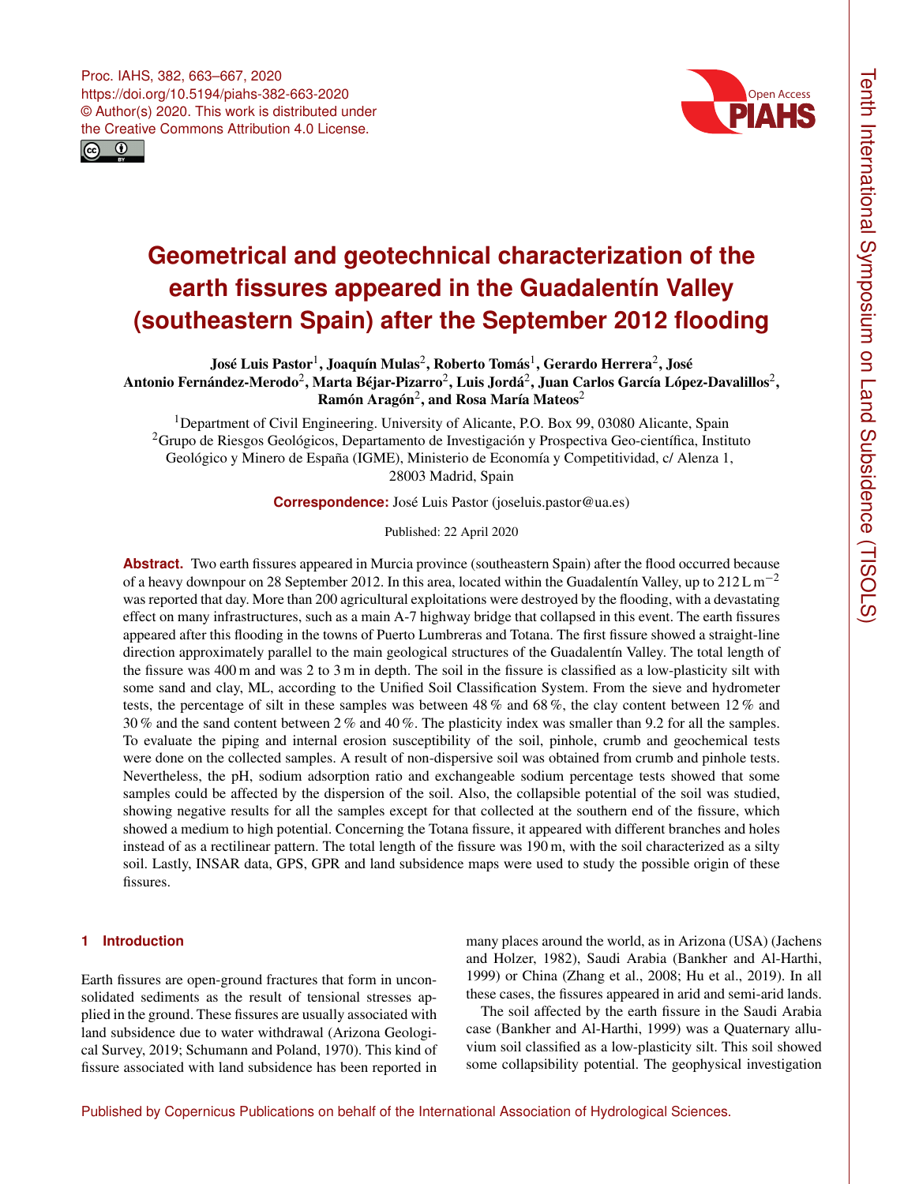# Geometrical and geotechnical characterization of the earth fissures appeared in the Guadalentín Valley (southeastern Spain) after the September 2012 flooding

**José Luis Pastor[1], Joaquín Mulas[2], Roberto Tomás[1], Gerardo Herrera[2], José Antonio Fernández-Merodo[2], Marta Béjar-Pizarro[2], Luis Jordá[2], Juan Carlos García López-Davalillos[2], Ramón Aragón[2], and Rosa María Mateos[2]**

[1]Department of Civil Engineering. University of Alicante, P.O. Box 99, 03080 Alicante, Spain
[2]Grupo de Riesgos Geológicos, Departamento de Investigación y Prospectiva Geo-científica, Instituto Geológico y Minero de España (IGME), Ministerio de Economía y Competitividad, c/ Alenza 1, 28003 Madrid, Spain

**Correspondence:** José Luis Pastor (joseluis.pastor@ua.es)

Published: 22 April 2020

**Abstract.** Two earth fissures appeared in Murcia province (southeastern Spain) after the flood occurred because of a heavy downpour on 28 September 2012. In this area, located within the Guadalentín Valley, up to $212\,\mathrm{L\,m^{-2}}$ was reported that day. More than 200 agricultural exploitations were destroyed by the flooding, with a devastating effect on many infrastructures, such as a main A-7 highway bridge that collapsed in this event. The earth fissures appeared after this flooding in the towns of Puerto Lumbreras and Totana. The first fissure showed a straight-line direction approximately parallel to the main geological structures of the Guadalentín Valley. The total length of the fissure was 400 m and was 2 to 3 m in depth. The soil in the fissure is classified as a low-plasticity silt with some sand and clay, ML, according to the Unified Soil Classification System. From the sieve and hydrometer tests, the percentage of silt in these samples was between 48 % and 68 %, the clay content between 12 % and 30 % and the sand content between 2 % and 40 %. The plasticity index was smaller than 9.2 for all the samples. To evaluate the piping and internal erosion susceptibility of the soil, pinhole, crumb and geochemical tests were done on the collected samples. A result of non-dispersive soil was obtained from crumb and pinhole tests. Nevertheless, the pH, sodium adsorption ratio and exchangeable sodium percentage tests showed that some samples could be affected by the dispersion of the soil. Also, the collapsible potential of the soil was studied, showing negative results for all the samples except for that collected at the southern end of the fissure, which showed a medium to high potential. Concerning the Totana fissure, it appeared with different branches and holes instead of as a rectilinear pattern. The total length of the fissure was 190 m, with the soil characterized as a silty soil. Lastly, INSAR data, GPS, GPR and land subsidence maps were used to study the possible origin of these fissures.

## 1 Introduction

Earth fissures are open-ground fractures that form in unconsolidated sediments as the result of tensional stresses applied in the ground. These fissures are usually associated with land subsidence due to water withdrawal (Arizona Geological Survey, 2019; Schumann and Poland, 1970). This kind of fissure associated with land subsidence has been reported in many places around the world, as in Arizona (USA) (Jachens and Holzer, 1982), Saudi Arabia (Bankher and Al-Harthi, 1999) or China (Zhang et al., 2008; Hu et al., 2019). In all these cases, the fissures appeared in arid and semi-arid lands.

The soil affected by the earth fissure in the Saudi Arabia case (Bankher and Al-Harthi, 1999) was a Quaternary alluvium soil classified as a low-plasticity silt. This soil showed some collapsibility potential. The geophysical investigation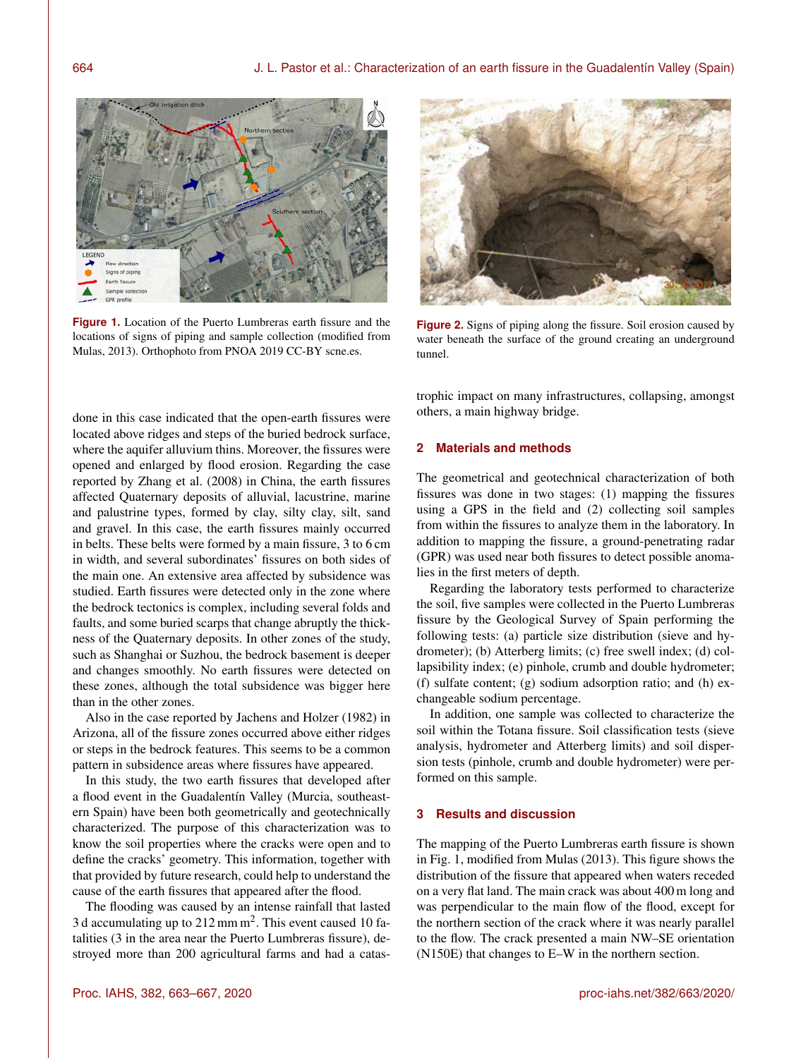Figure 1. Location of the Puerto Lumbreras earth fissure and the locations of signs of piping and sample collection (modified from Mulas, 2013). Orthophoto from PNOA 2019 CC-BY scne.es.

Figure 2. Signs of piping along the fissure. Soil erosion caused by water beneath the surface of the ground creating an underground tunnel.

done in this case indicated that the open-earth fissures were located above ridges and steps of the buried bedrock surface, where the aquifer alluvium thins. Moreover, the fissures were opened and enlarged by flood erosion. Regarding the case reported by Zhang et al. (2008) in China, the earth fissures affected Quaternary deposits of alluvial, lacustrine, marine and palustrine types, formed by clay, silty clay, silt, sand and gravel. In this case, the earth fissures mainly occurred in belts. These belts were formed by a main fissure, 3 to 6 cm in width, and several subordinates' fissures on both sides of the main one. An extensive area affected by subsidence was studied. Earth fissures were detected only in the zone where the bedrock tectonics is complex, including several folds and faults, and some buried scarps that change abruptly the thickness of the Quaternary deposits. In other zones of the study, such as Shanghai or Suzhou, the bedrock basement is deeper and changes smoothly. No earth fissures were detected on these zones, although the total subsidence was bigger here than in the other zones.

Also in the case reported by Jachens and Holzer (1982) in Arizona, all of the fissure zones occurred above either ridges or steps in the bedrock features. This seems to be a common pattern in subsidence areas where fissures have appeared.

In this study, the two earth fissures that developed after a flood event in the Guadalentín Valley (Murcia, southeastern Spain) have been both geometrically and geotechnically characterized. The purpose of this characterization was to know the soil properties where the cracks were open and to define the cracks' geometry. This information, together with that provided by future research, could help to understand the cause of the earth fissures that appeared after the flood.

The flooding was caused by an intense rainfall that lasted 3 d accumulating up to 212 mm m$^2$. This event caused 10 fatalities (3 in the area near the Puerto Lumbreras fissure), destroyed more than 200 agricultural farms and had a catastrophic impact on many infrastructures, collapsing, amongst others, a main highway bridge.

## 2 Materials and methods

The geometrical and geotechnical characterization of both fissures was done in two stages: (1) mapping the fissures using a GPS in the field and (2) collecting soil samples from within the fissures to analyze them in the laboratory. In addition to mapping the fissure, a ground-penetrating radar (GPR) was used near both fissures to detect possible anomalies in the first meters of depth.

Regarding the laboratory tests performed to characterize the soil, five samples were collected in the Puerto Lumbreras fissure by the Geological Survey of Spain performing the following tests: (a) particle size distribution (sieve and hydrometer); (b) Atterberg limits; (c) free swell index; (d) collapsibility index; (e) pinhole, crumb and double hydrometer; (f) sulfate content; (g) sodium adsorption ratio; and (h) exchangeable sodium percentage.

In addition, one sample was collected to characterize the soil within the Totana fissure. Soil classification tests (sieve analysis, hydrometer and Atterberg limits) and soil dispersion tests (pinhole, crumb and double hydrometer) were performed on this sample.

## 3 Results and discussion

The mapping of the Puerto Lumbreras earth fissure is shown in Fig. 1, modified from Mulas (2013). This figure shows the distribution of the fissure that appeared when waters receded on a very flat land. The main crack was about 400 m long and was perpendicular to the main flow of the flood, except for the northern section of the crack where it was nearly parallel to the flow. The crack presented a main NW–SE orientation (N150E) that changes to E–W in the northern section.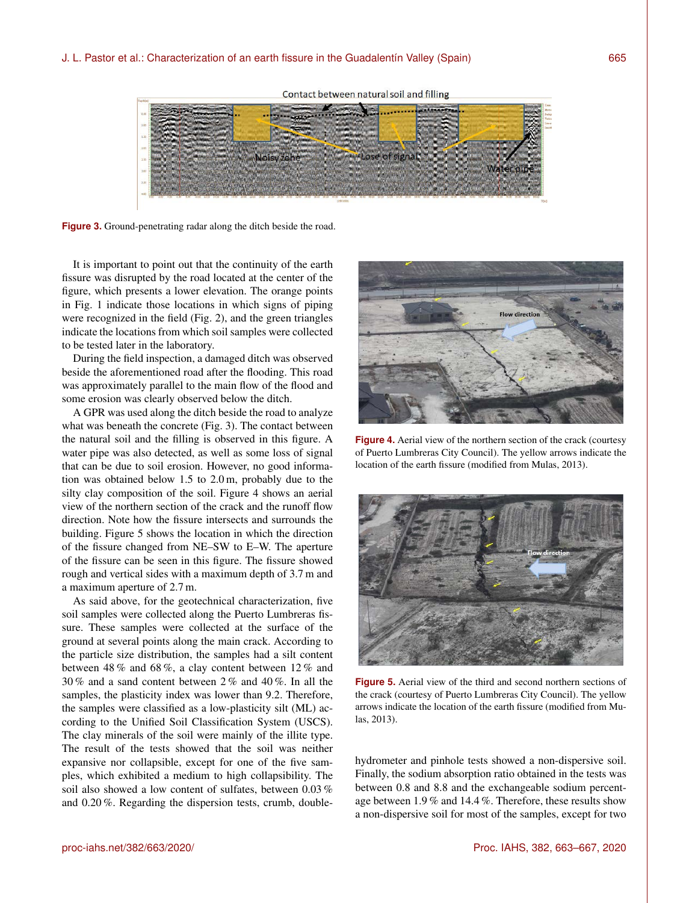Figure 3. Ground-penetrating radar along the ditch beside the road.

It is important to point out that the continuity of the earth fissure was disrupted by the road located at the center of the figure, which presents a lower elevation. The orange points in Fig. 1 indicate those locations in which signs of piping were recognized in the field (Fig. 2), and the green triangles indicate the locations from which soil samples were collected to be tested later in the laboratory.

During the field inspection, a damaged ditch was observed beside the aforementioned road after the flooding. This road was approximately parallel to the main flow of the flood and some erosion was clearly observed below the ditch.

A GPR was used along the ditch beside the road to analyze what was beneath the concrete (Fig. 3). The contact between the natural soil and the filling is observed in this figure. A water pipe was also detected, as well as some loss of signal that can be due to soil erosion. However, no good information was obtained below 1.5 to 2.0 m, probably due to the silty clay composition of the soil. Figure 4 shows an aerial view of the northern section of the crack and the runoff flow direction. Note how the fissure intersects and surrounds the building. Figure 5 shows the location in which the direction of the fissure changed from NE–SW to E–W. The aperture of the fissure can be seen in this figure. The fissure showed rough and vertical sides with a maximum depth of 3.7 m and a maximum aperture of 2.7 m.

As said above, for the geotechnical characterization, five soil samples were collected along the Puerto Lumbreras fissure. These samples were collected at the surface of the ground at several points along the main crack. According to the particle size distribution, the samples had a silt content between 48 % and 68 %, a clay content between 12 % and 30 % and a sand content between 2 % and 40 %. In all the samples, the plasticity index was lower than 9.2. Therefore, the samples were classified as a low-plasticity silt (ML) according to the Unified Soil Classification System (USCS). The clay minerals of the soil were mainly of the illite type. The result of the tests showed that the soil was neither expansive nor collapsible, except for one of the five samples, which exhibited a medium to high collapsibility. The soil also showed a low content of sulfates, between 0.03 % and 0.20 %. Regarding the dispersion tests, crumb, double-hydrometer and pinhole tests showed a non-dispersive soil. Finally, the sodium absorption ratio obtained in the tests was between 0.8 and 8.8 and the exchangeable sodium percentage between 1.9 % and 14.4 %. Therefore, these results show a non-dispersive soil for most of the samples, except for two

Figure 4. Aerial view of the northern section of the crack (courtesy of Puerto Lumbreras City Council). The yellow arrows indicate the location of the earth fissure (modified from Mulas, 2013).

Figure 5. Aerial view of the third and second northern sections of the crack (courtesy of Puerto Lumbreras City Council). The yellow arrows indicate the location of the earth fissure (modified from Mulas, 2013).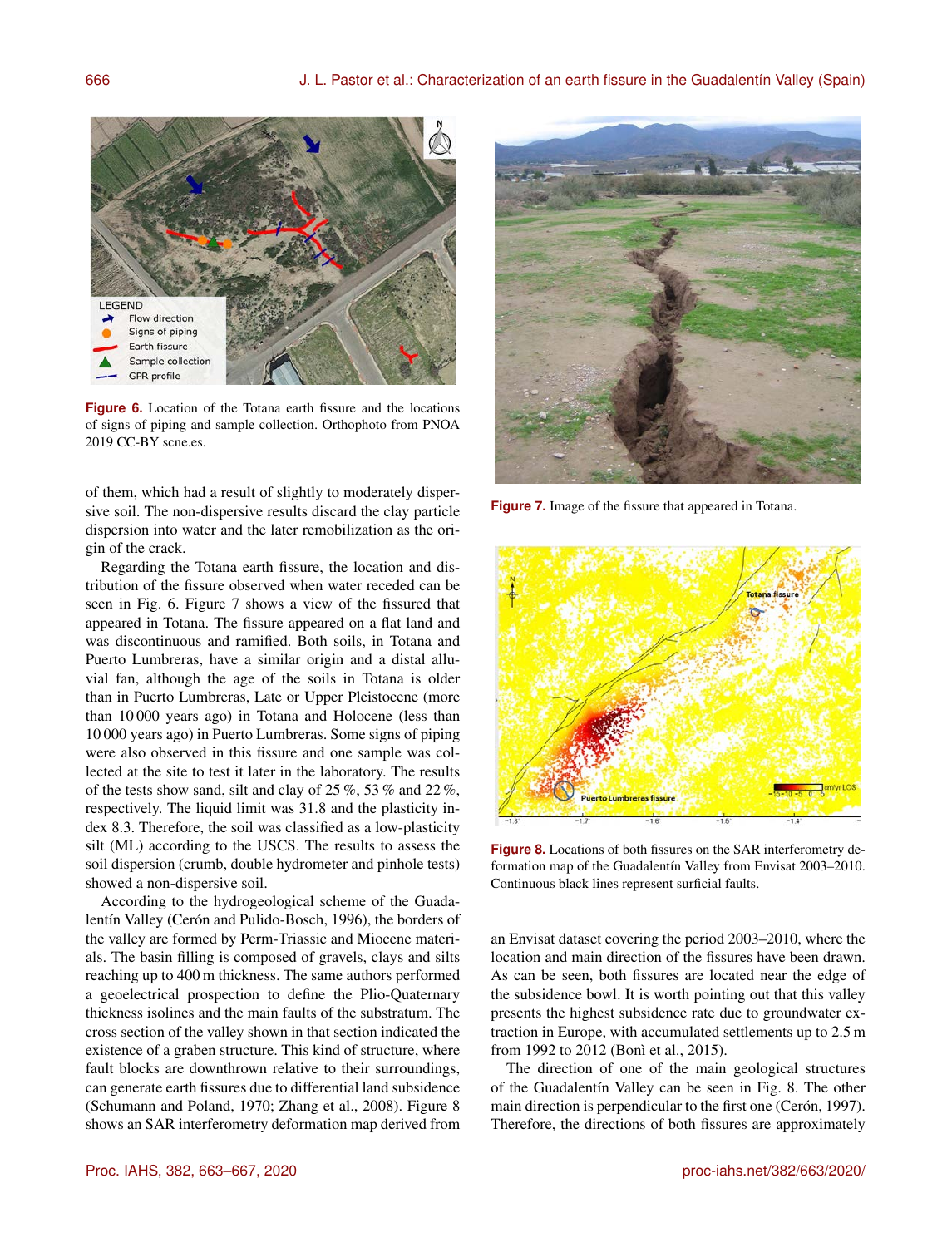Figure 6. Location of the Totana earth fissure and the locations of signs of piping and sample collection. Orthophoto from PNOA 2019 CC-BY scne.es.

Figure 7. Image of the fissure that appeared in Totana.

Figure 8. Locations of both fissures on the SAR interferometry deformation map of the Guadalentín Valley from Envisat 2003–2010. Continuous black lines represent surficial faults.

of them, which had a result of slightly to moderately dispersive soil. The non-dispersive results discard the clay particle dispersion into water and the later remobilization as the origin of the crack.

Regarding the Totana earth fissure, the location and distribution of the fissure observed when water receded can be seen in Fig. 6. Figure 7 shows a view of the fissured that appeared in Totana. The fissure appeared on a flat land and was discontinuous and ramified. Both soils, in Totana and Puerto Lumbreras, have a similar origin and a distal alluvial fan, although the age of the soils in Totana is older than in Puerto Lumbreras, Late or Upper Pleistocene (more than 10 000 years ago) in Totana and Holocene (less than 10 000 years ago) in Puerto Lumbreras. Some signs of piping were also observed in this fissure and one sample was collected at the site to test it later in the laboratory. The results of the tests show sand, silt and clay of 25 %, 53 % and 22 %, respectively. The liquid limit was 31.8 and the plasticity index 8.3. Therefore, the soil was classified as a low-plasticity silt (ML) according to the USCS. The results to assess the soil dispersion (crumb, double hydrometer and pinhole tests) showed a non-dispersive soil.

According to the hydrogeological scheme of the Guadalentín Valley (Cerón and Pulido-Bosch, 1996), the borders of the valley are formed by Perm-Triassic and Miocene materials. The basin filling is composed of gravels, clays and silts reaching up to 400 m thickness. The same authors performed a geoelectrical prospection to define the Plio-Quaternary thickness isolines and the main faults of the substratum. The cross section of the valley shown in that section indicated the existence of a graben structure. This kind of structure, where fault blocks are downthrown relative to their surroundings, can generate earth fissures due to differential land subsidence (Schumann and Poland, 1970; Zhang et al., 2008). Figure 8 shows an SAR interferometry deformation map derived from an Envisat dataset covering the period 2003–2010, where the location and main direction of the fissures have been drawn. As can be seen, both fissures are located near the edge of the subsidence bowl. It is worth pointing out that this valley presents the highest subsidence rate due to groundwater extraction in Europe, with accumulated settlements up to 2.5 m from 1992 to 2012 (Bonì et al., 2015).

The direction of one of the main geological structures of the Guadalentín Valley can be seen in Fig. 8. The other main direction is perpendicular to the first one (Cerón, 1997). Therefore, the directions of both fissures are approximately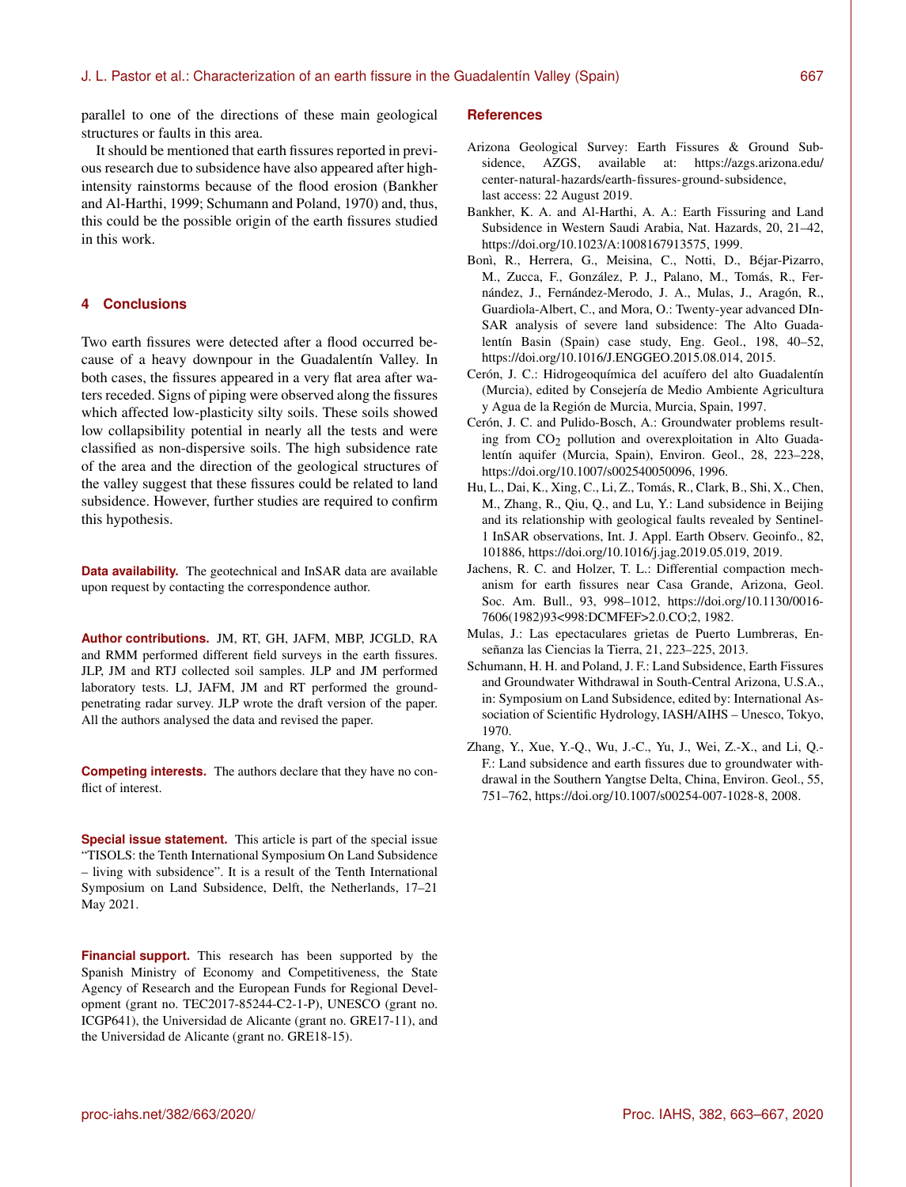parallel to one of the directions of these main geological structures or faults in this area.

It should be mentioned that earth fissures reported in previous research due to subsidence have also appeared after high-intensity rainstorms because of the flood erosion (Bankher and Al-Harthi, 1999; Schumann and Poland, 1970) and, thus, this could be the possible origin of the earth fissures studied in this work.

## 4 Conclusions

Two earth fissures were detected after a flood occurred because of a heavy downpour in the Guadalentín Valley. In both cases, the fissures appeared in a very flat area after waters receded. Signs of piping were observed along the fissures which affected low-plasticity silty soils. These soils showed low collapsibility potential in nearly all the tests and were classified as non-dispersive soils. The high subsidence rate of the area and the direction of the geological structures of the valley suggest that these fissures could be related to land subsidence. However, further studies are required to confirm this hypothesis.

**Data availability.** The geotechnical and InSAR data are available upon request by contacting the correspondence author.

**Author contributions.** JM, RT, GH, JAFM, MBP, JCGLD, RA and RMM performed different field surveys in the earth fissures. JLP, JM and RTJ collected soil samples. JLP and JM performed laboratory tests. LJ, JAFM, JM and RT performed the ground-penetrating radar survey. JLP wrote the draft version of the paper. All the authors analysed the data and revised the paper.

**Competing interests.** The authors declare that they have no conflict of interest.

**Special issue statement.** This article is part of the special issue "TISOLS: the Tenth International Symposium On Land Subsidence – living with subsidence". It is a result of the Tenth International Symposium on Land Subsidence, Delft, the Netherlands, 17–21 May 2021.

**Financial support.** This research has been supported by the Spanish Ministry of Economy and Competitiveness, the State Agency of Research and the European Funds for Regional Development (grant no. TEC2017-85244-C2-1-P), UNESCO (grant no. ICGP641), the Universidad de Alicante (grant no. GRE17-11), and the Universidad de Alicante (grant no. GRE18-15).

## References

Arizona Geological Survey: Earth Fissures & Ground Subsidence, AZGS, available at: https://azgs.arizona.edu/center-natural-hazards/earth-fissures-ground-subsidence, last access: 22 August 2019.

Bankher, K. A. and Al-Harthi, A. A.: Earth Fissuring and Land Subsidence in Western Saudi Arabia, Nat. Hazards, 20, 21–42, https://doi.org/10.1023/A:1008167913575, 1999.

Bonì, R., Herrera, G., Meisina, C., Notti, D., Béjar-Pizarro, M., Zucca, F., González, P. J., Palano, M., Tomás, R., Fernández, J., Fernández-Merodo, J. A., Mulas, J., Aragón, R., Guardiola-Albert, C., and Mora, O.: Twenty-year advanced DInSAR analysis of severe land subsidence: The Alto Guadalentín Basin (Spain) case study, Eng. Geol., 198, 40–52, https://doi.org/10.1016/J.ENGGEO.2015.08.014, 2015.

Cerón, J. C.: Hidrogeoquímica del acuífero del alto Guadalentín (Murcia), edited by Consejería de Medio Ambiente Agricultura y Agua de la Región de Murcia, Murcia, Spain, 1997.

Cerón, J. C. and Pulido-Bosch, A.: Groundwater problems resulting from $CO_2$ pollution and overexploitation in Alto Guadalentín aquifer (Murcia, Spain), Environ. Geol., 28, 223–228, https://doi.org/10.1007/s002540050096, 1996.

Hu, L., Dai, K., Xing, C., Li, Z., Tomás, R., Clark, B., Shi, X., Chen, M., Zhang, R., Qiu, Q., and Lu, Y.: Land subsidence in Beijing and its relationship with geological faults revealed by Sentinel-1 InSAR observations, Int. J. Appl. Earth Observ. Geoinfo., 82, 101886, https://doi.org/10.1016/j.jag.2019.05.019, 2019.

Jachens, R. C. and Holzer, T. L.: Differential compaction mechanism for earth fissures near Casa Grande, Arizona, Geol. Soc. Am. Bull., 93, 998–1012, https://doi.org/10.1130/0016-7606(1982)93<998:DCMFEF>2.0.CO;2, 1982.

Mulas, J.: Las epectaculares grietas de Puerto Lumbreras, Enseñanza las Ciencias la Tierra, 21, 223–225, 2013.

Schumann, H. H. and Poland, J. F.: Land Subsidence, Earth Fissures and Groundwater Withdrawal in South-Central Arizona, U.S.A., in: Symposium on Land Subsidence, edited by: International Association of Scientific Hydrology, IASH/AIHS – Unesco, Tokyo, 1970.

Zhang, Y., Xue, Y.-Q., Wu, J.-C., Yu, J., Wei, Z.-X., and Li, Q.-F.: Land subsidence and earth fissures due to groundwater withdrawal in the Southern Yangtse Delta, China, Environ. Geol., 55, 751–762, https://doi.org/10.1007/s00254-007-1028-8, 2008.